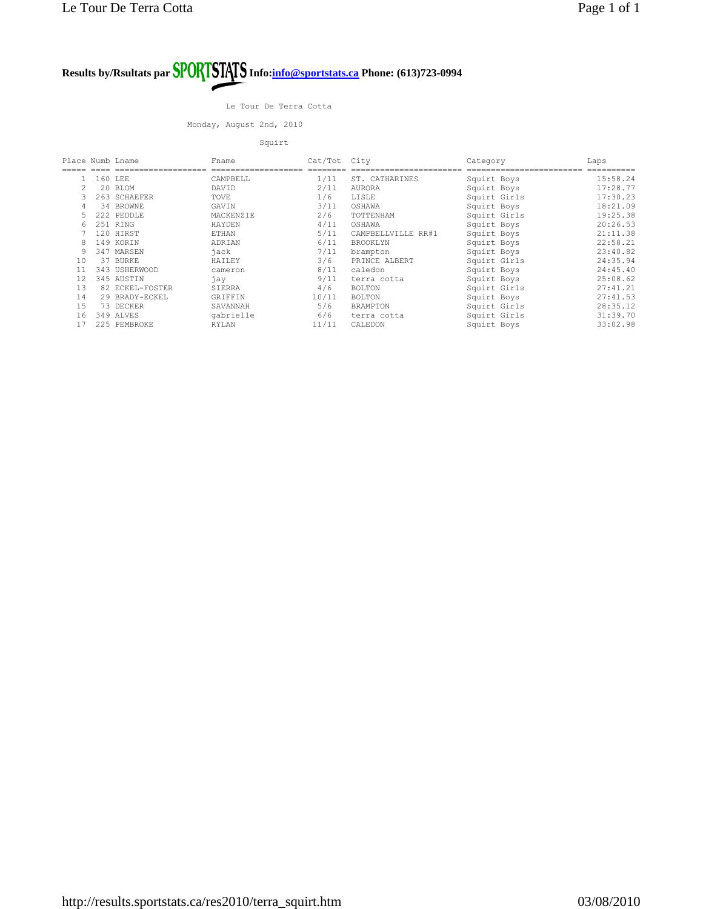**Results by/Rsultats par SPORTSTATS Info:[info@sportstats.ca](mailto:info@sportstats.ca) Phone: (613)723-0994**

Le Tour De Terra Cotta

Monday, August 2nd, 2010

Squirt

| Place | Numb | Lname | Fname | Cat/Tot | City | Category | Laps |
|---|---|---|---|---|---|---|---|
| 1 | 160 | LEE | CAMPBELL | 1/11 | ST. CATHARINES | Squirt Boys | 15:58.24 |
| 2 | 20 | BLOM | DAVID | 2/11 | AURORA | Squirt Boys | 17:28.77 |
| 3 | 263 | SCHAEFER | TOVE | 1/6 | LISLE | Squirt Girls | 17:30.23 |
| 4 | 34 | BROWNE | GAVIN | 3/11 | OSHAWA | Squirt Boys | 18:21.09 |
| 5 | 222 | PEDDLE | MACKENZIE | 2/6 | TOTTENHAM | Squirt Girls | 19:25.38 |
| 6 | 251 | RING | HAYDEN | 4/11 | OSHAWA | Squirt Boys | 20:26.53 |
| 7 | 120 | HIRST | ETHAN | 5/11 | CAMPBELLVILLE RR#1 | Squirt Boys | 21:11.38 |
| 8 | 149 | KORIN | ADRIAN | 6/11 | BROOKLYN | Squirt Boys | 22:58.21 |
| 9 | 347 | MARSEN | jack | 7/11 | brampton | Squirt Boys | 23:40.82 |
| 10 | 37 | BURKE | HAILEY | 3/6 | PRINCE ALBERT | Squirt Girls | 24:35.94 |
| 11 | 343 | USHERWOOD | cameron | 8/11 | caledon | Squirt Boys | 24:45.40 |
| 12 | 345 | AUSTIN | jay | 9/11 | terra cotta | Squirt Boys | 25:08.62 |
| 13 | 82 | ECKEL-FOSTER | SIERRA | 4/6 | BOLTON | Squirt Girls | 27:41.21 |
| 14 | 29 | BRADY-ECKEL | GRIFFIN | 10/11 | BOLTON | Squirt Boys | 27:41.53 |
| 15 | 73 | DECKER | SAVANNAH | 5/6 | BRAMPTON | Squirt Girls | 28:35.12 |
| 16 | 349 | ALVES | gabrielle | 6/6 | terra cotta | Squirt Girls | 31:39.70 |
| 17 | 225 | PEMBROKE | RYLAN | 11/11 | CALEDON | Squirt Boys | 33:02.98 |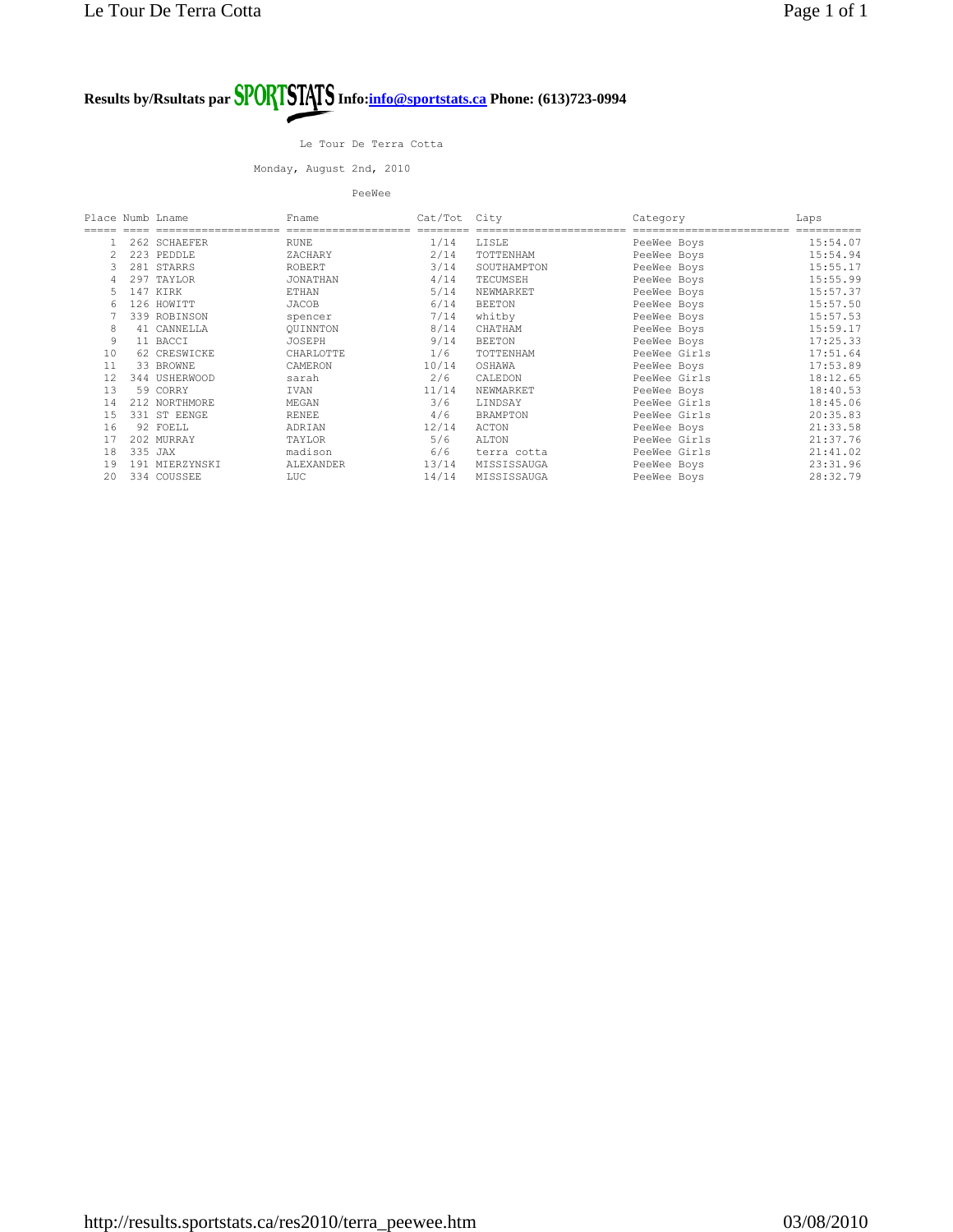**Results by/Rsultats par SPORTSTATS Info:info@sportstats.ca Phone: (613)723-0994**

Le Tour De Terra Cotta

Monday, August 2nd, 2010

PeeWee

| Place | Numb | Lname | Fname | Cat/Tot | City | Category | Laps |
|---|---|---|---|---|---|---|---|
| 1 | 262 | SCHAEFER | RUNE | 1/14 | LISLE | PeeWee Boys | 15:54.07 |
| 2 | 223 | PEDDLE | ZACHARY | 2/14 | TOTTENHAM | PeeWee Boys | 15:54.94 |
| 3 | 281 | STARRS | ROBERT | 3/14 | SOUTHAMPTON | PeeWee Boys | 15:55.17 |
| 4 | 297 | TAYLOR | JONATHAN | 4/14 | TECUMSEH | PeeWee Boys | 15:55.99 |
| 5 | 147 | KIRK | ETHAN | 5/14 | NEWMARKET | PeeWee Boys | 15:57.37 |
| 6 | 126 | HOWITT | JACOB | 6/14 | BEETON | PeeWee Boys | 15:57.50 |
| 7 | 339 | ROBINSON | spencer | 7/14 | whitby | PeeWee Boys | 15:57.53 |
| 8 | 41 | CANNELLA | QUINNTON | 8/14 | CHATHAM | PeeWee Boys | 15:59.17 |
| 9 | 11 | BACCI | JOSEPH | 9/14 | BEETON | PeeWee Boys | 17:25.33 |
| 10 | 62 | CRESWICKE | CHARLOTTE | 1/6 | TOTTENHAM | PeeWee Girls | 17:51.64 |
| 11 | 33 | BROWNE | CAMERON | 10/14 | OSHAWA | PeeWee Boys | 17:53.89 |
| 12 | 344 | USHERWOOD | sarah | 2/6 | CALEDON | PeeWee Girls | 18:12.65 |
| 13 | 59 | CORRY | IVAN | 11/14 | NEWMARKET | PeeWee Boys | 18:40.53 |
| 14 | 212 | NORTHMORE | MEGAN | 3/6 | LINDSAY | PeeWee Girls | 18:45.06 |
| 15 | 331 | ST EENGE | RENEE | 4/6 | BRAMPTON | PeeWee Girls | 20:35.83 |
| 16 | 92 | FOELL | ADRIAN | 12/14 | ACTON | PeeWee Boys | 21:33.58 |
| 17 | 202 | MURRAY | TAYLOR | 5/6 | ALTON | PeeWee Girls | 21:37.76 |
| 18 | 335 | JAX | madison | 6/6 | terra cotta | PeeWee Girls | 21:41.02 |
| 19 | 191 | MIERZYNSKI | ALEXANDER | 13/14 | MISSISSAUGA | PeeWee Boys | 23:31.96 |
| 20 | 334 | COUSSEE | LUC | 14/14 | MISSISSAUGA | PeeWee Boys | 28:32.79 |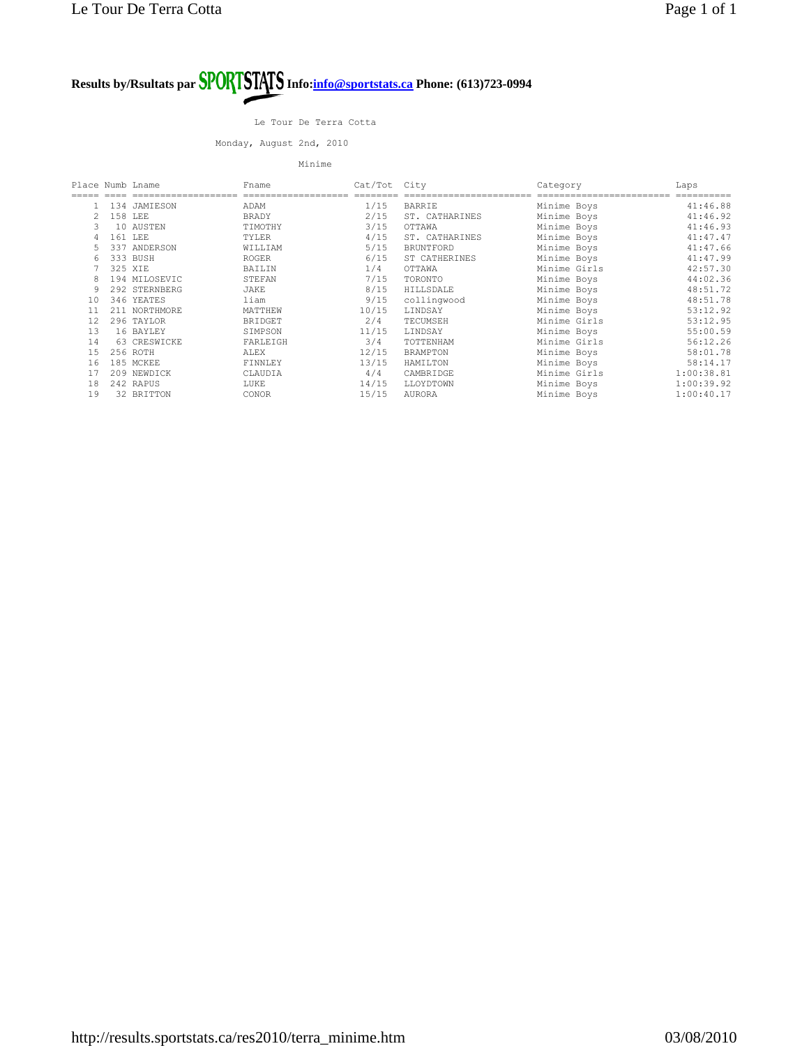**Results by/Rsultats par SPORTSTATS Info:info@sportstats.ca Phone: (613)723-0994**

Le Tour De Terra Cotta

Monday, August 2nd, 2010

Minime

| Place | Numb | Lname | Fname | Cat/Tot | City | Category | Laps |
|---|---|---|---|---|---|---|---|
| 1 | 134 | JAMIESON | ADAM | 1/15 | BARRIE | Minime Boys | 41:46.88 |
| 2 | 158 | LEE | BRADY | 2/15 | ST. CATHARINES | Minime Boys | 41:46.92 |
| 3 | 10 | AUSTEN | TIMOTHY | 3/15 | OTTAWA | Minime Boys | 41:46.93 |
| 4 | 161 | LEE | TYLER | 4/15 | ST. CATHARINES | Minime Boys | 41:47.47 |
| 5 | 337 | ANDERSON | WILLIAM | 5/15 | BRUNTFORD | Minime Boys | 41:47.66 |
| 6 | 333 | BUSH | ROGER | 6/15 | ST CATHERINES | Minime Boys | 41:47.99 |
| 7 | 325 | XIE | BAILIN | 1/4 | OTTAWA | Minime Girls | 42:57.30 |
| 8 | 194 | MILOSEVIC | STEFAN | 7/15 | TORONTO | Minime Boys | 44:02.36 |
| 9 | 292 | STERNBERG | JAKE | 8/15 | HILLSDALE | Minime Boys | 48:51.72 |
| 10 | 346 | YEATES | liam | 9/15 | collingwood | Minime Boys | 48:51.78 |
| 11 | 211 | NORTHMORE | MATTHEW | 10/15 | LINDSAY | Minime Boys | 53:12.92 |
| 12 | 296 | TAYLOR | BRIDGET | 2/4 | TECUMSEH | Minime Girls | 53:12.95 |
| 13 | 16 | BAYLEY | SIMPSON | 11/15 | LINDSAY | Minime Boys | 55:00.59 |
| 14 | 63 | CRESWICKE | FARLEIGH | 3/4 | TOTTENHAM | Minime Girls | 56:12.26 |
| 15 | 256 | ROTH | ALEX | 12/15 | BRAMPTON | Minime Boys | 58:01.78 |
| 16 | 185 | MCKEE | FINNLEY | 13/15 | HAMILTON | Minime Boys | 58:14.17 |
| 17 | 209 | NEWDICK | CLAUDIA | 4/4 | CAMBRIDGE | Minime Girls | 1:00:38.81 |
| 18 | 242 | RAPUS | LUKE | 14/15 | LLOYDTOWN | Minime Boys | 1:00:39.92 |
| 19 | 32 | BRITTON | CONOR | 15/15 | AURORA | Minime Boys | 1:00:40.17 |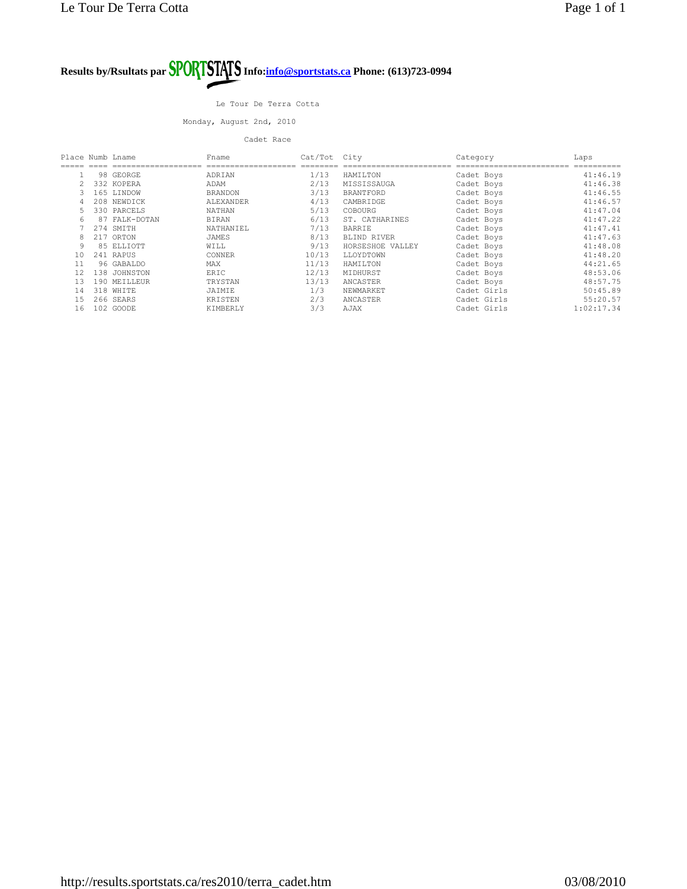**Results by/Rsultats par SPORTSTATS Info:[info@sportstats.ca](mailto:info@sportstats.ca) Phone: (613)723-0994**

Le Tour De Terra Cotta

Monday, August 2nd, 2010

Cadet Race

| Place | Numb | Lname | Fname | Cat/Tot | City | Category | Laps |
|---|---|---|---|---|---|---|---|
| 1 | 98 | GEORGE | ADRIAN | 1/13 | HAMILTON | Cadet Boys | 41:46.19 |
| 2 | 332 | KOPERA | ADAM | 2/13 | MISSISSAUGA | Cadet Boys | 41:46.38 |
| 3 | 165 | LINDOW | BRANDON | 3/13 | BRANTFORD | Cadet Boys | 41:46.55 |
| 4 | 208 | NEWDICK | ALEXANDER | 4/13 | CAMBRIDGE | Cadet Boys | 41:46.57 |
| 5 | 330 | PARCELS | NATHAN | 5/13 | COBOURG | Cadet Boys | 41:47.04 |
| 6 | 87 | FALK-DOTAN | BIRAN | 6/13 | ST. CATHARINES | Cadet Boys | 41:47.22 |
| 7 | 274 | SMITH | NATHANIEL | 7/13 | BARRIE | Cadet Boys | 41:47.41 |
| 8 | 217 | ORTON | JAMES | 8/13 | BLIND RIVER | Cadet Boys | 41:47.63 |
| 9 | 85 | ELLIOTT | WILL | 9/13 | HORSESHOE VALLEY | Cadet Boys | 41:48.08 |
| 10 | 241 | RAPUS | CONNER | 10/13 | LLOYDTOWN | Cadet Boys | 41:48.20 |
| 11 | 96 | GABALDO | MAX | 11/13 | HAMILTON | Cadet Boys | 44:21.65 |
| 12 | 138 | JOHNSTON | ERIC | 12/13 | MIDHURST | Cadet Boys | 48:53.06 |
| 13 | 190 | MEILLEUR | TRYSTAN | 13/13 | ANCASTER | Cadet Boys | 48:57.75 |
| 14 | 318 | WHITE | JAIMIE | 1/3 | NEWMARKET | Cadet Girls | 50:45.89 |
| 15 | 266 | SEARS | KRISTEN | 2/3 | ANCASTER | Cadet Girls | 55:20.57 |
| 16 | 102 | GOODE | KIMBERLY | 3/3 | AJAX | Cadet Girls | 1:02:17.34 |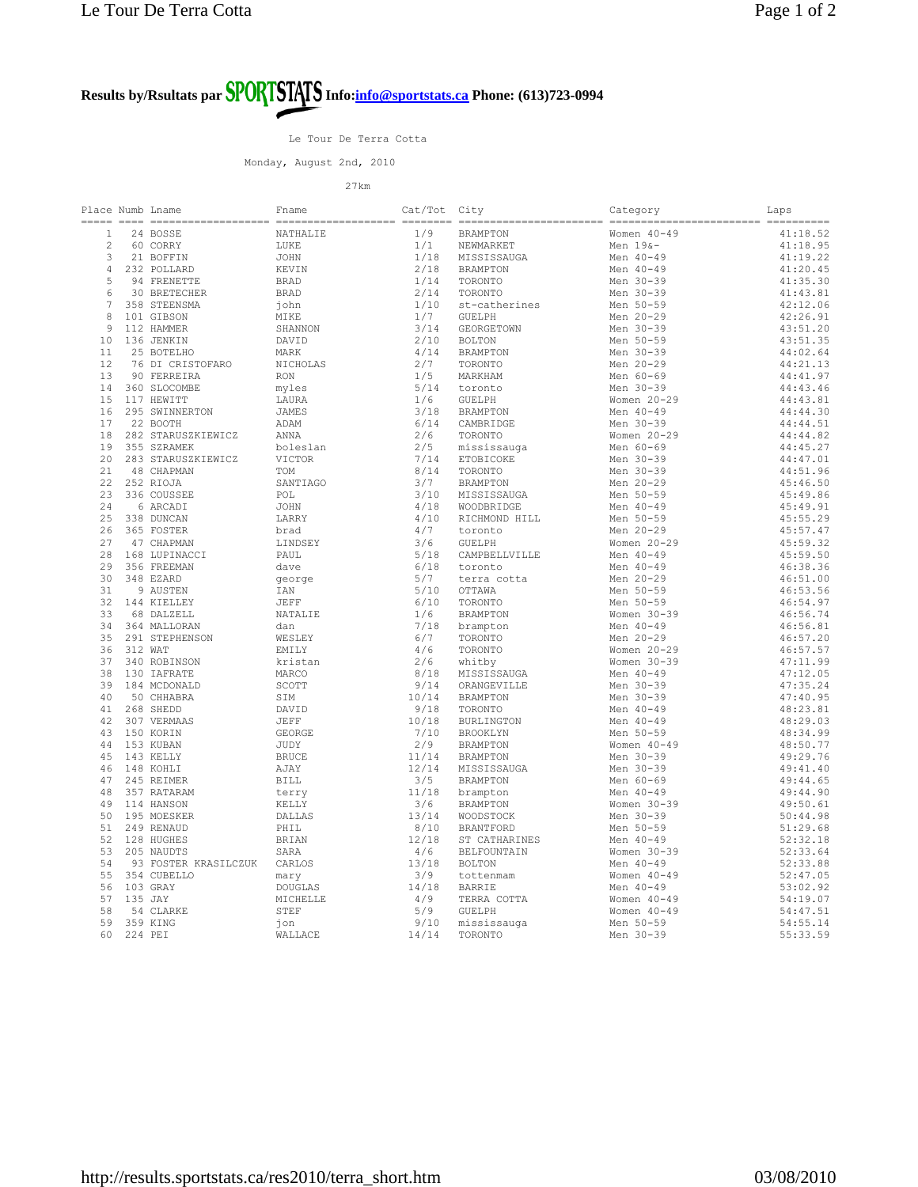**Results by/Rsultats par SPORTSTATS Info:[info@sportstats.ca](mailto:info@sportstats.ca) Phone: (613)723-0994**

Le Tour De Terra Cotta

Monday, August 2nd, 2010

27km

| Place | Numb | Lname | Fname | Cat/Tot | City | Category | Laps |
|---|---|---|---|---|---|---|---|
| 1 | 24 | BOSSE | NATHALIE | 1/9 | BRAMPTON | Women 40-49 | 41:18.52 |
| 2 | 60 | CORRY | LUKE | 1/1 | NEWMARKET | Men 19&- | 41:18.95 |
| 3 | 21 | BOFFIN | JOHN | 1/18 | MISSISSAUGA | Men 40-49 | 41:19.22 |
| 4 | 232 | POLLARD | KEVIN | 2/18 | BRAMPTON | Men 40-49 | 41:20.45 |
| 5 | 94 | FRENETTE | BRAD | 1/14 | TORONTO | Men 30-39 | 41:35.30 |
| 6 | 30 | BRETECHER | BRAD | 2/14 | TORONTO | Men 30-39 | 41:43.81 |
| 7 | 358 | STEENSMA | john | 1/10 | st-catherines | Men 50-59 | 42:12.06 |
| 8 | 101 | GIBSON | MIKE | 1/7 | GUELPH | Men 20-29 | 42:26.91 |
| 9 | 112 | HAMMER | SHANNON | 3/14 | GEORGETOWN | Men 30-39 | 43:51.20 |
| 10 | 136 | JENKIN | DAVID | 2/10 | BOLTON | Men 50-59 | 43:51.35 |
| 11 | 25 | BOTELHO | MARK | 4/14 | BRAMPTON | Men 30-39 | 44:02.64 |
| 12 | 76 | DI CRISTOFARO | NICHOLAS | 2/7 | TORONTO | Men 20-29 | 44:21.13 |
| 13 | 90 | FERREIRA | RON | 1/5 | MARKHAM | Men 60-69 | 44:41.97 |
| 14 | 360 | SLOCOMBE | myles | 5/14 | toronto | Men 30-39 | 44:43.46 |
| 15 | 117 | HEWITT | LAURA | 1/6 | GUELPH | Women 20-29 | 44:43.81 |
| 16 | 295 | SWINNERTON | JAMES | 3/18 | BRAMPTON | Men 40-49 | 44:44.30 |
| 17 | 22 | BOOTH | ADAM | 6/14 | CAMBRIDGE | Men 30-39 | 44:44.51 |
| 18 | 282 | STARUSZKIEWICZ | ANNA | 2/6 | TORONTO | Women 20-29 | 44:44.82 |
| 19 | 355 | SZRAMEK | boleslan | 2/5 | mississauga | Men 60-69 | 44:45.27 |
| 20 | 283 | STARUSZKIEWICZ | VICTOR | 7/14 | ETOBICOKE | Men 30-39 | 44:47.01 |
| 21 | 48 | CHAPMAN | TOM | 8/14 | TORONTO | Men 30-39 | 44:51.96 |
| 22 | 252 | RIOJA | SANTIAGO | 3/7 | BRAMPTON | Men 20-29 | 45:46.50 |
| 23 | 336 | COUSSEE | POL | 3/10 | MISSISSAUGA | Men 50-59 | 45:49.86 |
| 24 | 6 | ARCADI | JOHN | 4/18 | WOODBRIDGE | Men 40-49 | 45:49.91 |
| 25 | 338 | DUNCAN | LARRY | 4/10 | RICHMOND HILL | Men 50-59 | 45:55.29 |
| 26 | 365 | FOSTER | brad | 4/7 | toronto | Men 20-29 | 45:57.47 |
| 27 | 47 | CHAPMAN | LINDSEY | 3/6 | GUELPH | Women 20-29 | 45:59.32 |
| 28 | 168 | LUPINACCI | PAUL | 5/18 | CAMPBELLVILLE | Men 40-49 | 45:59.50 |
| 29 | 356 | FREEMAN | dave | 6/18 | toronto | Men 40-49 | 46:38.36 |
| 30 | 348 | EZARD | george | 5/7 | terra cotta | Men 20-29 | 46:51.00 |
| 31 | 9 | AUSTEN | IAN | 5/10 | OTTAWA | Men 50-59 | 46:53.56 |
| 32 | 144 | KIELLEY | JEFF | 6/10 | TORONTO | Men 50-59 | 46:54.97 |
| 33 | 68 | DALZELL | NATALIE | 1/6 | BRAMPTON | Women 30-39 | 46:56.74 |
| 34 | 364 | MALLORAN | dan | 7/18 | brampton | Men 40-49 | 46:56.81 |
| 35 | 291 | STEPHENSON | WESLEY | 6/7 | TORONTO | Men 20-29 | 46:57.20 |
| 36 | 312 | WAT | EMILY | 4/6 | TORONTO | Women 20-29 | 46:57.57 |
| 37 | 340 | ROBINSON | kristan | 2/6 | whitby | Women 30-39 | 47:11.99 |
| 38 | 130 | IAFRATE | MARCO | 8/18 | MISSISSAUGA | Men 40-49 | 47:12.05 |
| 39 | 184 | MCDONALD | SCOTT | 9/14 | ORANGEVILLE | Men 30-39 | 47:35.24 |
| 40 | 50 | CHHABRA | SIM | 10/14 | BRAMPTON | Men 30-39 | 47:40.95 |
| 41 | 268 | SHEDD | DAVID | 9/18 | TORONTO | Men 40-49 | 48:23.81 |
| 42 | 307 | VERMAAS | JEFF | 10/18 | BURLINGTON | Men 40-49 | 48:29.03 |
| 43 | 150 | KORIN | GEORGE | 7/10 | BROOKLYN | Men 50-59 | 48:34.99 |
| 44 | 153 | KUBAN | JUDY | 2/9 | BRAMPTON | Women 40-49 | 48:50.77 |
| 45 | 143 | KELLY | BRUCE | 11/14 | BRAMPTON | Men 30-39 | 49:29.76 |
| 46 | 148 | KOHLI | AJAY | 12/14 | MISSISSAUGA | Men 30-39 | 49:41.40 |
| 47 | 245 | REIMER | BILL | 3/5 | BRAMPTON | Men 60-69 | 49:44.65 |
| 48 | 357 | RATARAM | terry | 11/18 | brampton | Men 40-49 | 49:44.90 |
| 49 | 114 | HANSON | KELLY | 3/6 | BRAMPTON | Women 30-39 | 49:50.61 |
| 50 | 195 | MOESKER | DALLAS | 13/14 | WOODSTOCK | Men 30-39 | 50:44.98 |
| 51 | 249 | RENAUD | PHIL | 8/10 | BRANTFORD | Men 50-59 | 51:29.68 |
| 52 | 128 | HUGHES | BRIAN | 12/18 | ST CATHARINES | Men 40-49 | 52:32.18 |
| 53 | 205 | NAUDTS | SARA | 4/6 | BELFOUNTAIN | Women 30-39 | 52:33.64 |
| 54 | 93 | FOSTER KRASILCZUK | CARLOS | 13/18 | BOLTON | Men 40-49 | 52:33.88 |
| 55 | 354 | CUBELLO | mary | 3/9 | tottenmam | Women 40-49 | 52:47.05 |
| 56 | 103 | GRAY | DOUGLAS | 14/18 | BARRIE | Men 40-49 | 53:02.92 |
| 57 | 135 | JAY | MICHELLE | 4/9 | TERRA COTTA | Women 40-49 | 54:19.07 |
| 58 | 54 | CLARKE | STEF | 5/9 | GUELPH | Women 40-49 | 54:47.51 |
| 59 | 359 | KING | jon | 9/10 | mississauga | Men 50-59 | 54:55.14 |
| 60 | 224 | PEI | WALLACE | 14/14 | TORONTO | Men 30-39 | 55:33.59 |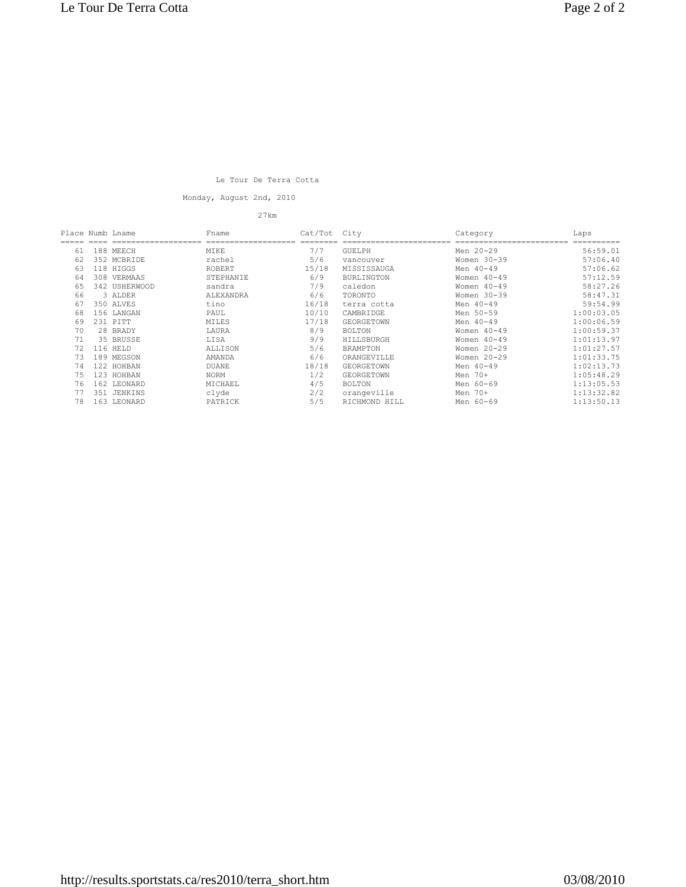Le Tour De Terra Cotta

Monday, August 2nd, 2010

27km

| Place | Numb | Lname | Fname | Cat/Tot | City | Category | Laps |
|---|---|---|---|---|---|---|---|
| 61 | 188 | MEECH | MIKE | 7/7 | GUELPH | Men 20-29 | 56:59.01 |
| 62 | 352 | MCBRIDE | rachel | 5/6 | vancouver | Women 30-39 | 57:06.40 |
| 63 | 118 | HIGGS | ROBERT | 15/18 | MISSISSAUGA | Men 40-49 | 57:06.62 |
| 64 | 308 | VERMAAS | STEPHANIE | 6/9 | BURLINGTON | Women 40-49 | 57:12.59 |
| 65 | 342 | USHERWOOD | sandra | 7/9 | caledon | Women 40-49 | 58:27.26 |
| 66 | 3 | ALDER | ALEXANDRA | 6/6 | TORONTO | Women 30-39 | 58:47.31 |
| 67 | 350 | ALVES | tino | 16/18 | terra cotta | Men 40-49 | 59:54.99 |
| 68 | 156 | LANGAN | PAUL | 10/10 | CAMBRIDGE | Men 50-59 | 1:00:03.05 |
| 69 | 231 | PITT | MILES | 17/18 | GEORGETOWN | Men 40-49 | 1:00:06.59 |
| 70 | 28 | BRADY | LAURA | 8/9 | BOLTON | Women 40-49 | 1:00:59.37 |
| 71 | 35 | BRUSSE | LISA | 9/9 | HILLSBURGH | Women 40-49 | 1:01:13.97 |
| 72 | 116 | HELD | ALLISON | 5/6 | BRAMPTON | Women 20-29 | 1:01:27.57 |
| 73 | 189 | MEGSON | AMANDA | 6/6 | ORANGEVILLE | Women 20-29 | 1:01:33.75 |
| 74 | 122 | HOHBAN | DUANE | 18/18 | GEORGETOWN | Men 40-49 | 1:02:13.73 |
| 75 | 123 | HOHBAN | NORM | 1/2 | GEORGETOWN | Men 70+ | 1:05:48.29 |
| 76 | 162 | LEONARD | MICHAEL | 4/5 | BOLTON | Men 60-69 | 1:13:05.53 |
| 77 | 351 | JENKINS | clyde | 2/2 | orangeville | Men 70+ | 1:13:32.82 |
| 78 | 163 | LEONARD | PATRICK | 5/5 | RICHMOND HILL | Men 60-69 | 1:13:50.13 |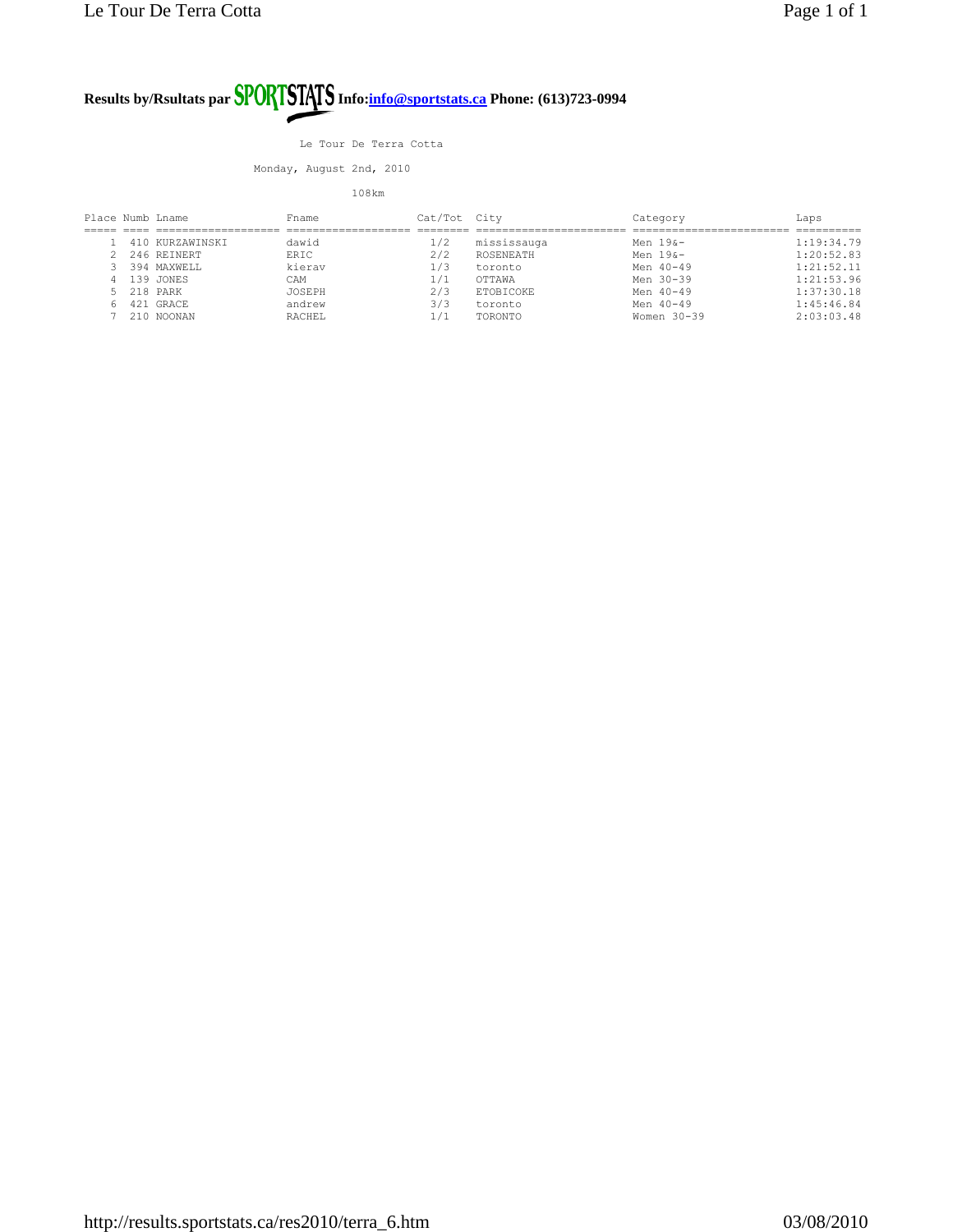**Results by/Rsultats par SPORTSTATS Info:[info@sportstats.ca](mailto:info@sportstats.ca) Phone: (613)723-0994**

Le Tour De Terra Cotta

Monday, August 2nd, 2010

108km

| Place | Numb | Lname | Fname | Cat/Tot | City | Category | Laps |
|---|---|---|---|---|---|---|---|
| 1 | 410 | KURZAWINSKI | dawid | 1/2 | mississauga | Men 19&- | 1:19:34.79 |
| 2 | 246 | REINERT | ERIC | 2/2 | ROSENEATH | Men 19&- | 1:20:52.83 |
| 3 | 394 | MAXWELL | kierav | 1/3 | toronto | Men 40-49 | 1:21:52.11 |
| 4 | 139 | JONES | CAM | 1/1 | OTTAWA | Men 30-39 | 1:21:53.96 |
| 5 | 218 | PARK | JOSEPH | 2/3 | ETOBICOKE | Men 40-49 | 1:37:30.18 |
| 6 | 421 | GRACE | andrew | 3/3 | toronto | Men 40-49 | 1:45:46.84 |
| 7 | 210 | NOONAN | RACHEL | 1/1 | TORONTO | Women 30-39 | 2:03:03.48 |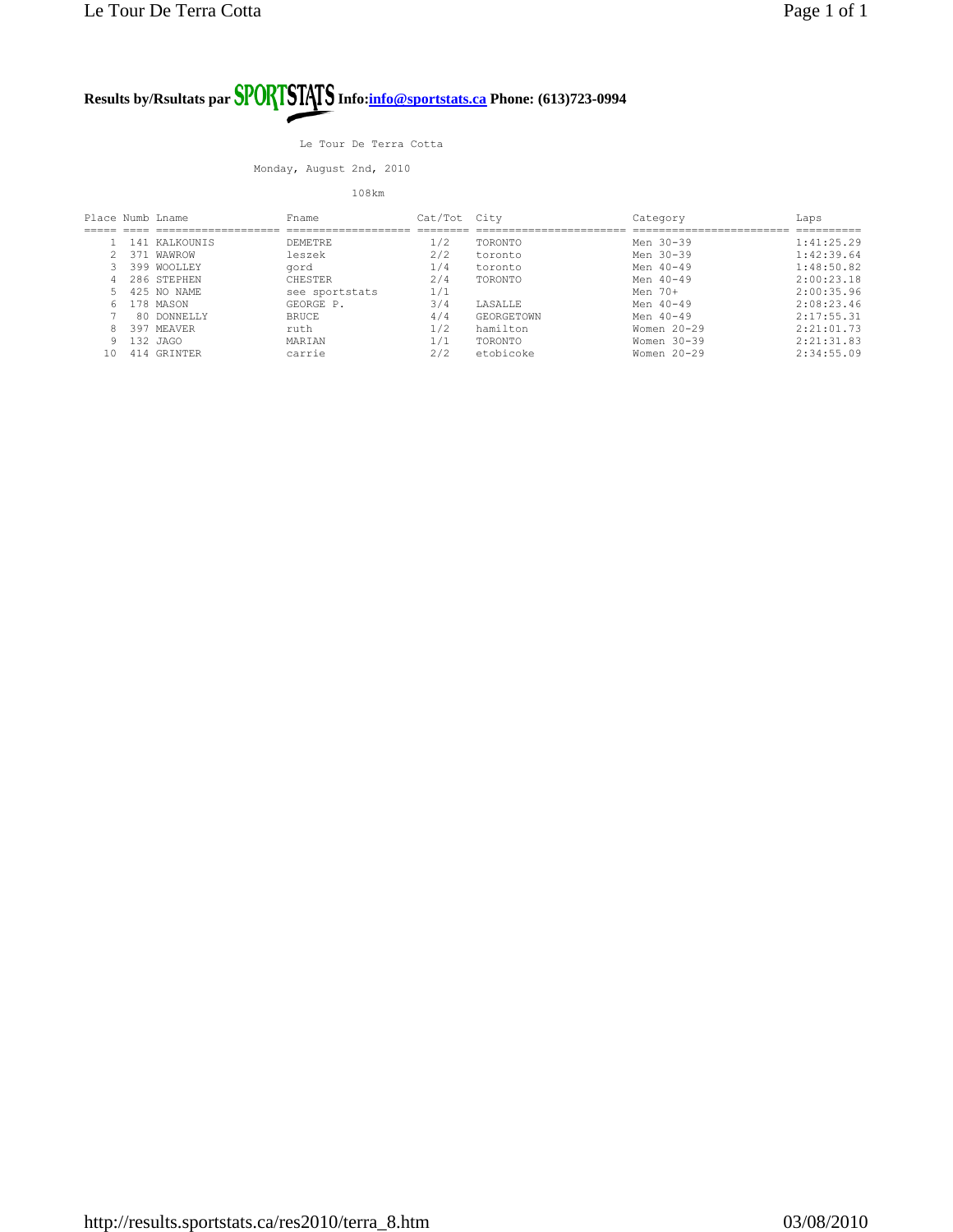**Results by/Rsultats par SPORTSTATS Info:[info@sportstats.ca](mailto:info@sportstats.ca) Phone: (613)723-0994**

Le Tour De Terra Cotta

Monday, August 2nd, 2010

108km

| Place | Numb | Lname | Fname | Cat/Tot | City | Category | Laps |
|---|---|---|---|---|---|---|---|
| 1 | 141 | KALKOUNIS | DEMETRE | 1/2 | TORONTO | Men 30-39 | 1:41:25.29 |
| 2 | 371 | WAWROW | leszek | 2/2 | toronto | Men 30-39 | 1:42:39.64 |
| 3 | 399 | WOOLLEY | gord | 1/4 | toronto | Men 40-49 | 1:48:50.82 |
| 4 | 286 | STEPHEN | CHESTER | 2/4 | TORONTO | Men 40-49 | 2:00:23.18 |
| 5 | 425 | NO NAME | see sportstats | 1/1 | | Men 70+ | 2:00:35.96 |
| 6 | 178 | MASON | GEORGE P. | 3/4 | LASALLE | Men 40-49 | 2:08:23.46 |
| 7 | 80 | DONNELLY | BRUCE | 4/4 | GEORGETOWN | Men 40-49 | 2:17:55.31 |
| 8 | 397 | MEAVER | ruth | 1/2 | hamilton | Women 20-29 | 2:21:01.73 |
| 9 | 132 | JAGO | MARIAN | 1/1 | TORONTO | Women 30-39 | 2:21:31.83 |
| 10 | 414 | GRINTER | carrie | 2/2 | etobicoke | Women 20-29 | 2:34:55.09 |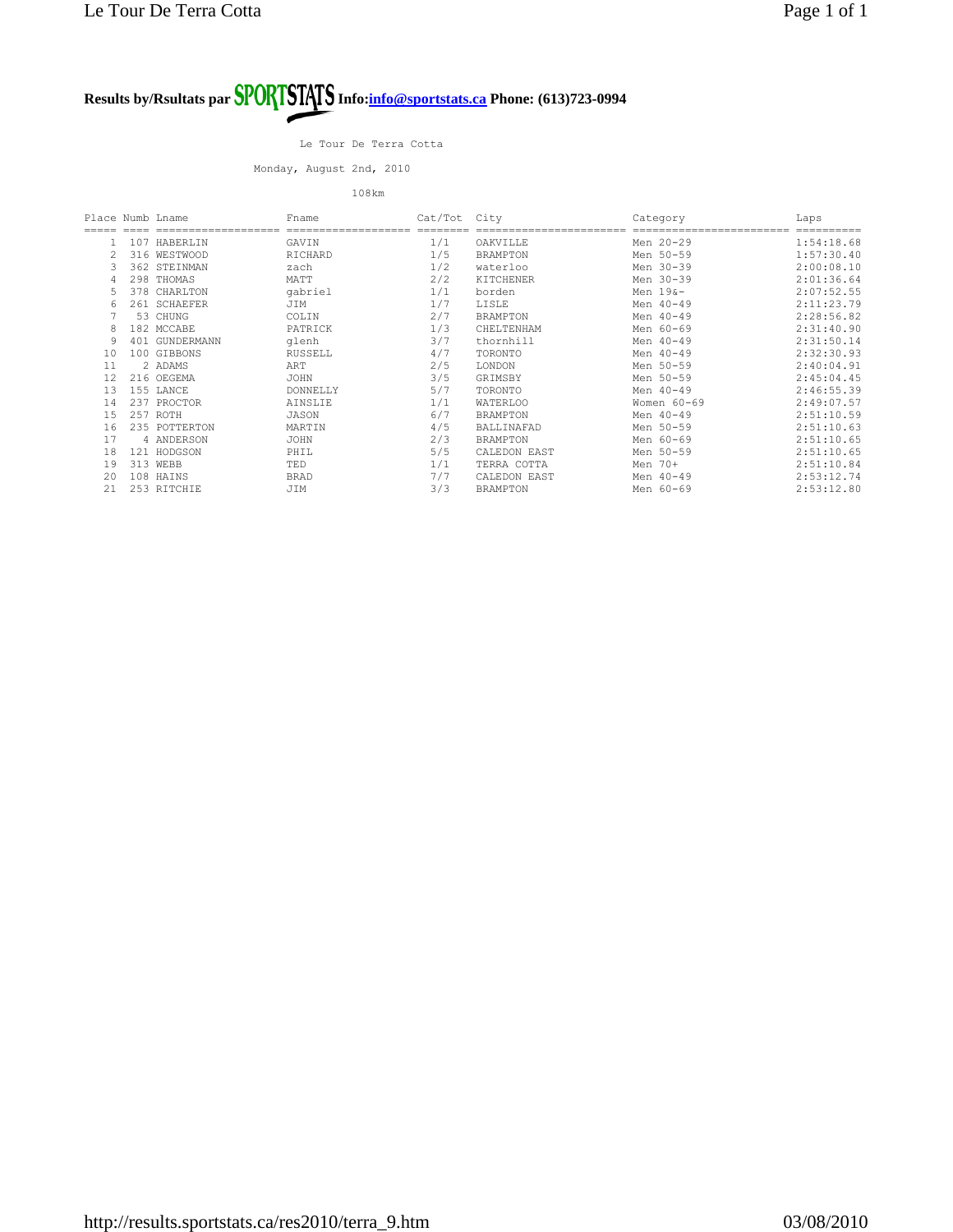**Results by/Rsultats par SPORTSTATS Info:info@sportstats.ca Phone: (613)723-0994**

Le Tour De Terra Cotta

Monday, August 2nd, 2010

108km

| Place | Numb | Lname | Fname | Cat/Tot | City | Category | Laps |
|---|---|---|---|---|---|---|---|
| 1 | 107 | HABERLIN | GAVIN | 1/1 | OAKVILLE | Men 20-29 | 1:54:18.68 |
| 2 | 316 | WESTWOOD | RICHARD | 1/5 | BRAMPTON | Men 50-59 | 1:57:30.40 |
| 3 | 362 | STEINMAN | zach | 1/2 | waterloo | Men 30-39 | 2:00:08.10 |
| 4 | 298 | THOMAS | MATT | 2/2 | KITCHENER | Men 30-39 | 2:01:36.64 |
| 5 | 378 | CHARLTON | gabriel | 1/1 | borden | Men 19&- | 2:07:52.55 |
| 6 | 261 | SCHAEFER | JIM | 1/7 | LISLE | Men 40-49 | 2:11:23.79 |
| 7 | 53 | CHUNG | COLIN | 2/7 | BRAMPTON | Men 40-49 | 2:28:56.82 |
| 8 | 182 | MCCABE | PATRICK | 1/3 | CHELTENHAM | Men 60-69 | 2:31:40.90 |
| 9 | 401 | GUNDERMANN | glenh | 3/7 | thornhill | Men 40-49 | 2:31:50.14 |
| 10 | 100 | GIBBONS | RUSSELL | 4/7 | TORONTO | Men 40-49 | 2:32:30.93 |
| 11 | 2 | ADAMS | ART | 2/5 | LONDON | Men 50-59 | 2:40:04.91 |
| 12 | 216 | OEGEMA | JOHN | 3/5 | GRIMSBY | Men 50-59 | 2:45:04.45 |
| 13 | 155 | LANCE | DONNELLY | 5/7 | TORONTO | Men 40-49 | 2:46:55.39 |
| 14 | 237 | PROCTOR | AINSLIE | 1/1 | WATERLOO | Women 60-69 | 2:49:07.57 |
| 15 | 257 | ROTH | JASON | 6/7 | BRAMPTON | Men 40-49 | 2:51:10.59 |
| 16 | 235 | POTTERTON | MARTIN | 4/5 | BALLINAFAD | Men 50-59 | 2:51:10.63 |
| 17 | 4 | ANDERSON | JOHN | 2/3 | BRAMPTON | Men 60-69 | 2:51:10.65 |
| 18 | 121 | HODGSON | PHIL | 5/5 | CALEDON EAST | Men 50-59 | 2:51:10.65 |
| 19 | 313 | WEBB | TED | 1/1 | TERRA COTTA | Men 70+ | 2:51:10.84 |
| 20 | 108 | HAINS | BRAD | 7/7 | CALEDON EAST | Men 40-49 | 2:53:12.74 |
| 21 | 253 | RITCHIE | JIM | 3/3 | BRAMPTON | Men 60-69 | 2:53:12.80 |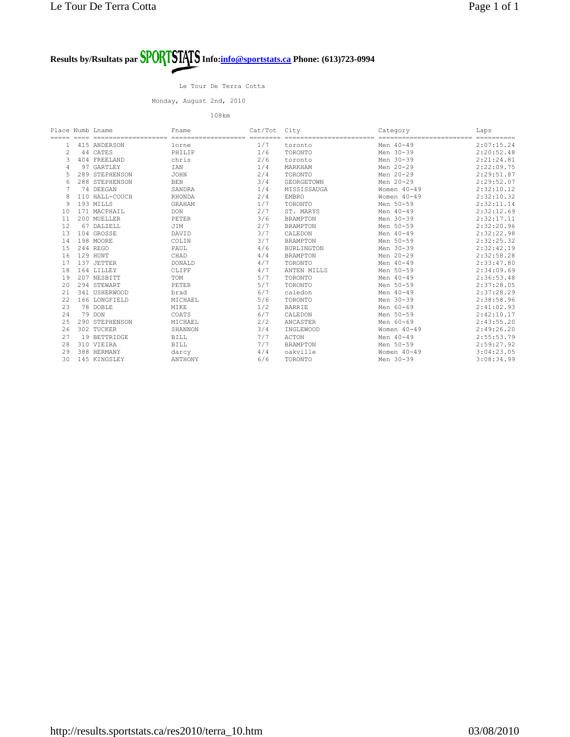**Results by/Rsultats par SPORTSTATS Info:[info@sportstats.ca](mailto:info@sportstats.ca) Phone: (613)723-0994**

Le Tour De Terra Cotta

Monday, August 2nd, 2010

108km

| Place | Numb | Lname | Fname | Cat/Tot | City | Category | Laps |
|---|---|---|---|---|---|---|---|
| 1 | 415 | ANDERSON | lorne | 1/7 | toronto | Men 40-49 | 2:07:15.24 |
| 2 | 44 | CATES | PHILIP | 1/6 | TORONTO | Men 30-39 | 2:20:52.48 |
| 3 | 404 | FREELAND | chris | 2/6 | toronto | Men 30-39 | 2:21:24.81 |
| 4 | 97 | GARTLEY | IAN | 1/4 | MARKHAM | Men 20-29 | 2:22:09.75 |
| 5 | 289 | STEPHENSON | JOHN | 2/4 | TORONTO | Men 20-29 | 2:29:51.87 |
| 6 | 288 | STEPHENSON | BEN | 3/4 | GEORGETOWN | Men 20-29 | 2:29:52.07 |
| 7 | 74 | DEEGAN | SANDRA | 1/4 | MISSISSAUGA | Women 40-49 | 2:32:10.12 |
| 8 | 110 | HALL-COUCH | RHONDA | 2/4 | EMBRO | Women 40-49 | 2:32:10.32 |
| 9 | 193 | MILLS | GRAHAM | 1/7 | TORONTO | Men 50-59 | 2:32:11.14 |
| 10 | 171 | MACPHAIL | DON | 2/7 | ST. MARYS | Men 40-49 | 2:32:12.69 |
| 11 | 200 | MUELLER | PETER | 3/6 | BRAMPTON | Men 30-39 | 2:32:17.11 |
| 12 | 67 | DALZELL | JIM | 2/7 | BRAMPTON | Men 50-59 | 2:32:20.96 |
| 13 | 104 | GROSSE | DAVID | 3/7 | CALEDON | Men 40-49 | 2:32:22.98 |
| 14 | 198 | MOORE | COLIN | 3/7 | BRAMPTON | Men 50-59 | 2:32:25.32 |
| 15 | 244 | REGO | PAUL | 4/6 | BURLINGTON | Men 30-39 | 2:32:42.19 |
| 16 | 129 | HUNT | CHAD | 4/4 | BRAMPTON | Men 20-29 | 2:32:58.28 |
| 17 | 137 | JETTER | DONALD | 4/7 | TORONTO | Men 40-49 | 2:33:47.80 |
| 18 | 164 | LILLEY | CLIFF | 4/7 | ANTEN MILLS | Men 50-59 | 2:34:09.69 |
| 19 | 207 | NESBITT | TOM | 5/7 | TORONTO | Men 40-49 | 2:36:53.48 |
| 20 | 294 | STEWART | PETER | 5/7 | TORONTO | Men 50-59 | 2:37:28.05 |
| 21 | 341 | USHERWOOD | brad | 6/7 | caledon | Men 40-49 | 2:37:28.29 |
| 22 | 166 | LONGFIELD | MICHAEL | 5/6 | TORONTO | Men 30-39 | 2:38:58.96 |
| 23 | 78 | DOBLE | MIKE | 1/2 | BARRIE | Men 60-69 | 2:41:02.93 |
| 24 | 79 | DON | COATS | 6/7 | CALEDON | Men 50-59 | 2:42:10.17 |
| 25 | 290 | STEPHENSON | MICHAEL | 2/2 | ANCASTER | Men 60-69 | 2:43:55.20 |
| 26 | 302 | TUCKER | SHANNON | 3/4 | INGLEWOOD | Women 40-49 | 2:49:26.20 |
| 27 | 19 | BETTRIDGE | BILL | 7/7 | ACTON | Men 40-49 | 2:55:53.79 |
| 28 | 310 | VIEIRA | BILL | 7/7 | BRAMPTON | Men 50-59 | 2:59:27.92 |
| 29 | 388 | HERMANY | darcy | 4/4 | oakville | Women 40-49 | 3:04:23.05 |
| 30 | 145 | KINGSLEY | ANTHONY | 6/6 | TORONTO | Men 30-39 | 3:08:34.99 |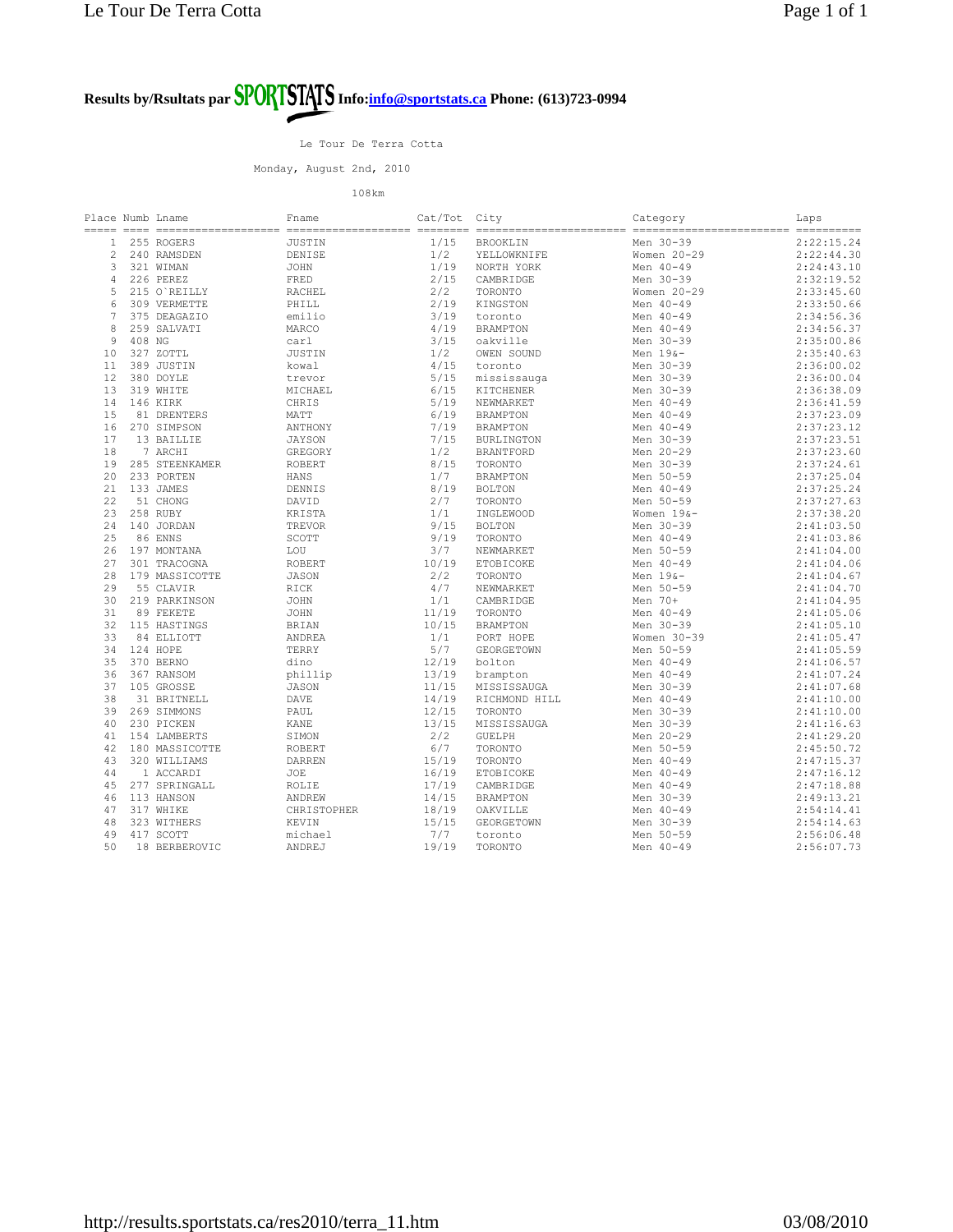**Results by/Rsultats par SPORTSTATS Info:info@sportstats.ca Phone: (613)723-0994**

Le Tour De Terra Cotta

Monday, August 2nd, 2010

108km

| Place | Numb | Lname | Fname | Cat/Tot | City | Category | Laps |
|---|---|---|---|---|---|---|---|
| 1 | 255 | ROGERS | JUSTIN | 1/15 | BROOKLIN | Men 30-39 | 2:22:15.24 |
| 2 | 240 | RAMSDEN | DENISE | 1/2 | YELLOWKNIFE | Women 20-29 | 2:22:44.30 |
| 3 | 321 | WIMAN | JOHN | 1/19 | NORTH YORK | Men 40-49 | 2:24:43.10 |
| 4 | 226 | PEREZ | FRED | 2/15 | CAMBRIDGE | Men 30-39 | 2:32:19.52 |
| 5 | 215 | O`REILLY | RACHEL | 2/2 | TORONTO | Women 20-29 | 2:33:45.60 |
| 6 | 309 | VERMETTE | PHILL | 2/19 | KINGSTON | Men 40-49 | 2:33:50.66 |
| 7 | 375 | DEAGAZIO | emilio | 3/19 | toronto | Men 40-49 | 2:34:56.36 |
| 8 | 259 | SALVATI | MARCO | 4/19 | BRAMPTON | Men 40-49 | 2:34:56.37 |
| 9 | 408 | NG | carl | 3/15 | oakville | Men 30-39 | 2:35:00.86 |
| 10 | 327 | ZOTTL | JUSTIN | 1/2 | OWEN SOUND | Men 19&- | 2:35:40.63 |
| 11 | 389 | JUSTIN | kowal | 4/15 | toronto | Men 30-39 | 2:36:00.02 |
| 12 | 380 | DOYLE | trevor | 5/15 | mississauga | Men 30-39 | 2:36:00.04 |
| 13 | 319 | WHITE | MICHAEL | 6/15 | KITCHENER | Men 30-39 | 2:36:38.09 |
| 14 | 146 | KIRK | CHRIS | 5/19 | NEWMARKET | Men 40-49 | 2:36:41.59 |
| 15 | 81 | DRENTERS | MATT | 6/19 | BRAMPTON | Men 40-49 | 2:37:23.09 |
| 16 | 270 | SIMPSON | ANTHONY | 7/19 | BRAMPTON | Men 40-49 | 2:37:23.12 |
| 17 | 13 | BAILLIE | JAYSON | 7/15 | BURLINGTON | Men 30-39 | 2:37:23.51 |
| 18 | 7 | ARCHI | GREGORY | 1/2 | BRANTFORD | Men 20-29 | 2:37:23.60 |
| 19 | 285 | STEENKAMER | ROBERT | 8/15 | TORONTO | Men 30-39 | 2:37:24.61 |
| 20 | 233 | PORTEN | HANS | 1/7 | BRAMPTON | Men 50-59 | 2:37:25.04 |
| 21 | 133 | JAMES | DENNIS | 8/19 | BOLTON | Men 40-49 | 2:37:25.24 |
| 22 | 51 | CHONG | DAVID | 2/7 | TORONTO | Men 50-59 | 2:37:27.63 |
| 23 | 258 | RUBY | KRISTA | 1/1 | INGLEWOOD | Women 19&- | 2:37:38.20 |
| 24 | 140 | JORDAN | TREVOR | 9/15 | BOLTON | Men 30-39 | 2:41:03.50 |
| 25 | 86 | ENNS | SCOTT | 9/19 | TORONTO | Men 40-49 | 2:41:03.86 |
| 26 | 197 | MONTANA | LOU | 3/7 | NEWMARKET | Men 50-59 | 2:41:04.00 |
| 27 | 301 | TRACOGNA | ROBERT | 10/19 | ETOBICOKE | Men 40-49 | 2:41:04.06 |
| 28 | 179 | MASSICOTTE | JASON | 2/2 | TORONTO | Men 19&- | 2:41:04.67 |
| 29 | 55 | CLAVIR | RICK | 4/7 | NEWMARKET | Men 50-59 | 2:41:04.70 |
| 30 | 219 | PARKINSON | JOHN | 1/1 | CAMBRIDGE | Men 70+ | 2:41:04.95 |
| 31 | 89 | FEKETE | JOHN | 11/19 | TORONTO | Men 40-49 | 2:41:05.06 |
| 32 | 115 | HASTINGS | BRIAN | 10/15 | BRAMPTON | Men 30-39 | 2:41:05.10 |
| 33 | 84 | ELLIOTT | ANDREA | 1/1 | PORT HOPE | Women 30-39 | 2:41:05.47 |
| 34 | 124 | HOPE | TERRY | 5/7 | GEORGETOWN | Men 50-59 | 2:41:05.59 |
| 35 | 370 | BERNO | dino | 12/19 | bolton | Men 40-49 | 2:41:06.57 |
| 36 | 367 | RANSOM | phillip | 13/19 | brampton | Men 40-49 | 2:41:07.24 |
| 37 | 105 | GROSSE | JASON | 11/15 | MISSISSAUGA | Men 30-39 | 2:41:07.68 |
| 38 | 31 | BRITNELL | DAVE | 14/19 | RICHMOND HILL | Men 40-49 | 2:41:10.00 |
| 39 | 269 | SIMMONS | PAUL | 12/15 | TORONTO | Men 30-39 | 2:41:10.00 |
| 40 | 230 | PICKEN | KANE | 13/15 | MISSISSAUGA | Men 30-39 | 2:41:16.63 |
| 41 | 154 | LAMBERTS | SIMON | 2/2 | GUELPH | Men 20-29 | 2:41:29.20 |
| 42 | 180 | MASSICOTTE | ROBERT | 6/7 | TORONTO | Men 50-59 | 2:45:50.72 |
| 43 | 320 | WILLIAMS | DARREN | 15/19 | TORONTO | Men 40-49 | 2:47:15.37 |
| 44 | 1 | ACCARDI | JOE | 16/19 | ETOBICOKE | Men 40-49 | 2:47:16.12 |
| 45 | 277 | SPRINGALL | ROLIE | 17/19 | CAMBRIDGE | Men 40-49 | 2:47:18.88 |
| 46 | 113 | HANSON | ANDREW | 14/15 | BRAMPTON | Men 30-39 | 2:49:13.21 |
| 47 | 317 | WHIKE | CHRISTOPHER | 18/19 | OAKVILLE | Men 40-49 | 2:54:14.41 |
| 48 | 323 | WITHERS | KEVIN | 15/15 | GEORGETOWN | Men 30-39 | 2:54:14.63 |
| 49 | 417 | SCOTT | michael | 7/7 | toronto | Men 50-59 | 2:56:06.48 |
| 50 | 18 | BERBEROVIC | ANDREJ | 19/19 | TORONTO | Men 40-49 | 2:56:07.73 |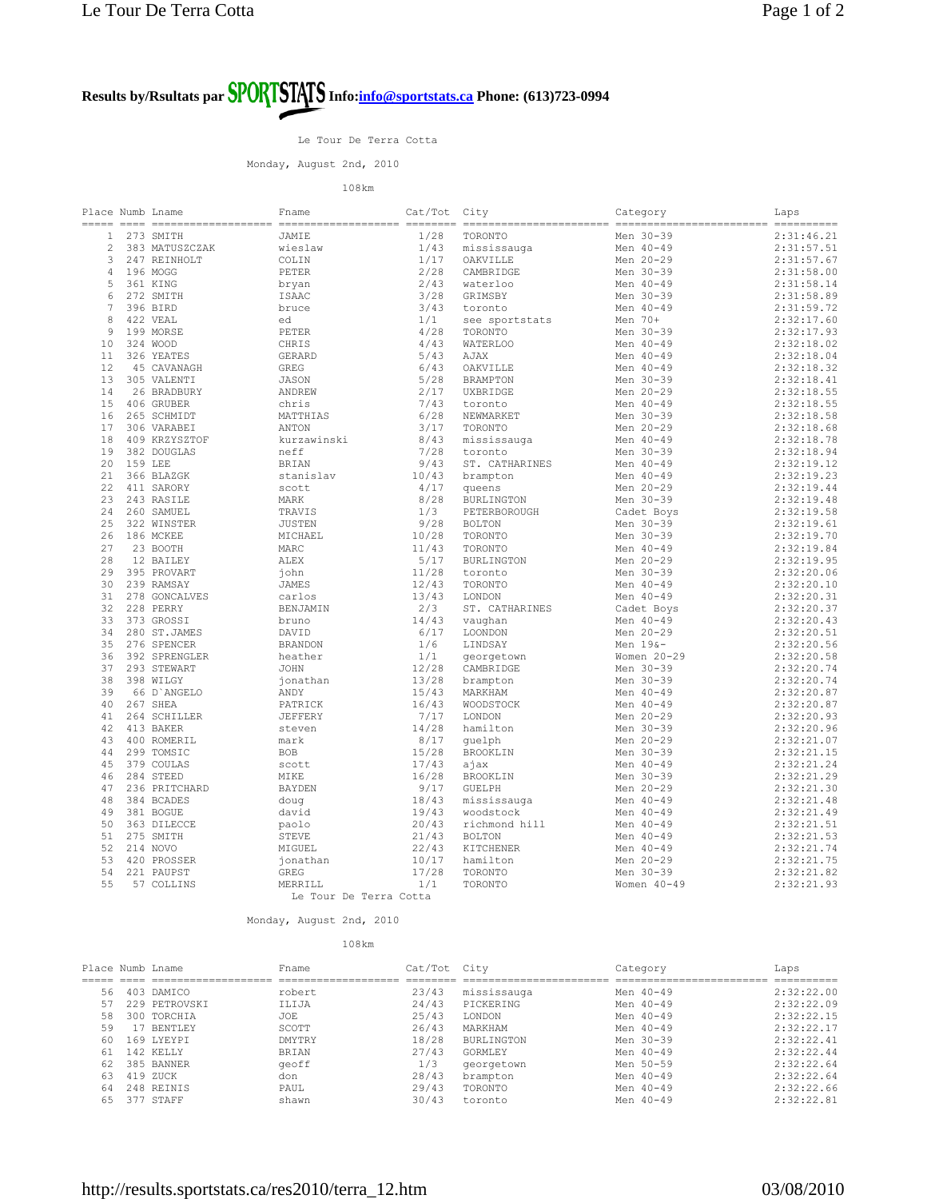**Results by/Rsultats par SPORTSTATS Info:[info@sportstats.ca](mailto:info@sportstats.ca) Phone: (613)723-0994**

Le Tour De Terra Cotta

Monday, August 2nd, 2010

108km

| Place | Numb | Lname | Fname | Cat/Tot | City | Category | Laps |
|---|---|---|---|---|---|---|---|
| 1 | 273 | SMITH | JAMIE | 1/28 | TORONTO | Men 30-39 | 2:31:46.21 |
| 2 | 383 | MATUSZCZAK | wieslaw | 1/43 | mississauga | Men 40-49 | 2:31:57.51 |
| 3 | 247 | REINHOLT | COLIN | 1/17 | OAKVILLE | Men 20-29 | 2:31:57.67 |
| 4 | 196 | MOGG | PETER | 2/28 | CAMBRIDGE | Men 30-39 | 2:31:58.00 |
| 5 | 361 | KING | bryan | 2/43 | waterloo | Men 40-49 | 2:31:58.14 |
| 6 | 272 | SMITH | ISAAC | 3/28 | GRIMSBY | Men 30-39 | 2:31:58.89 |
| 7 | 396 | BIRD | bruce | 3/43 | toronto | Men 40-49 | 2:31:59.72 |
| 8 | 422 | VEAL | ed | 1/1 | see sportstats | Men 70+ | 2:32:17.60 |
| 9 | 199 | MORSE | PETER | 4/28 | TORONTO | Men 30-39 | 2:32:17.93 |
| 10 | 324 | WOOD | CHRIS | 4/43 | WATERLOO | Men 40-49 | 2:32:18.02 |
| 11 | 326 | YEATES | GERARD | 5/43 | AJAX | Men 40-49 | 2:32:18.04 |
| 12 | 45 | CAVANAGH | GREG | 6/43 | OAKVILLE | Men 40-49 | 2:32:18.32 |
| 13 | 305 | VALENTI | JASON | 5/28 | BRAMPTON | Men 30-39 | 2:32:18.41 |
| 14 | 26 | BRADBURY | ANDREW | 2/17 | UXBRIDGE | Men 20-29 | 2:32:18.55 |
| 15 | 406 | GRUBER | chris | 7/43 | toronto | Men 40-49 | 2:32:18.55 |
| 16 | 265 | SCHMIDT | MATTHIAS | 6/28 | NEWMARKET | Men 30-39 | 2:32:18.58 |
| 17 | 306 | VARABEI | ANTON | 3/17 | TORONTO | Men 20-29 | 2:32:18.68 |
| 18 | 409 | KRZYSZTOF | kurzawinski | 8/43 | mississauga | Men 40-49 | 2:32:18.78 |
| 19 | 382 | DOUGLAS | neff | 7/28 | toronto | Men 30-39 | 2:32:18.94 |
| 20 | 159 | LEE | BRIAN | 9/43 | ST. CATHARINES | Men 40-49 | 2:32:19.12 |
| 21 | 366 | BLAZGK | stanislav | 10/43 | brampton | Men 40-49 | 2:32:19.23 |
| 22 | 411 | SARORY | scott | 4/17 | queens | Men 20-29 | 2:32:19.44 |
| 23 | 243 | RASILE | MARK | 8/28 | BURLINGTON | Men 30-39 | 2:32:19.48 |
| 24 | 260 | SAMUEL | TRAVIS | 1/3 | PETERBOROUGH | Cadet Boys | 2:32:19.58 |
| 25 | 322 | WINSTER | JUSTEN | 9/28 | BOLTON | Men 30-39 | 2:32:19.61 |
| 26 | 186 | MCKEE | MICHAEL | 10/28 | TORONTO | Men 30-39 | 2:32:19.70 |
| 27 | 23 | BOOTH | MARC | 11/43 | TORONTO | Men 40-49 | 2:32:19.84 |
| 28 | 12 | BAILEY | ALEX | 5/17 | BURLINGTON | Men 20-29 | 2:32:19.95 |
| 29 | 395 | PROVART | john | 11/28 | toronto | Men 30-39 | 2:32:20.06 |
| 30 | 239 | RAMSAY | JAMES | 12/43 | TORONTO | Men 40-49 | 2:32:20.10 |
| 31 | 278 | GONCALVES | carlos | 13/43 | LONDON | Men 40-49 | 2:32:20.31 |
| 32 | 228 | PERRY | BENJAMIN | 2/3 | ST. CATHARINES | Cadet Boys | 2:32:20.37 |
| 33 | 373 | GROSSI | bruno | 14/43 | vaughan | Men 40-49 | 2:32:20.43 |
| 34 | 280 | ST.JAMES | DAVID | 6/17 | LOONDON | Men 20-29 | 2:32:20.51 |
| 35 | 276 | SPENCER | BRANDON | 1/6 | LINDSAY | Men 19&- | 2:32:20.56 |
| 36 | 392 | SPRENGLER | heather | 1/1 | georgetown | Women 20-29 | 2:32:20.58 |
| 37 | 293 | STEWART | JOHN | 12/28 | CAMBRIDGE | Men 30-39 | 2:32:20.74 |
| 38 | 398 | WILGY | jonathan | 13/28 | brampton | Men 30-39 | 2:32:20.74 |
| 39 | 66 | D`ANGELO | ANDY | 15/43 | MARKHAM | Men 40-49 | 2:32:20.87 |
| 40 | 267 | SHEA | PATRICK | 16/43 | WOODSTOCK | Men 40-49 | 2:32:20.87 |
| 41 | 264 | SCHILLER | JEFFERY | 7/17 | LONDON | Men 20-29 | 2:32:20.93 |
| 42 | 413 | BAKER | steven | 14/28 | hamilton | Men 30-39 | 2:32:20.96 |
| 43 | 400 | ROMERIL | mark | 8/17 | guelph | Men 20-29 | 2:32:21.07 |
| 44 | 299 | TOMSIC | BOB | 15/28 | BROOKLIN | Men 30-39 | 2:32:21.15 |
| 45 | 379 | COULAS | scott | 17/43 | ajax | Men 40-49 | 2:32:21.24 |
| 46 | 284 | STEED | MIKE | 16/28 | BROOKLIN | Men 30-39 | 2:32:21.29 |
| 47 | 236 | PRITCHARD | BAYDEN | 9/17 | GUELPH | Men 20-29 | 2:32:21.30 |
| 48 | 384 | BCADES | doug | 18/43 | mississauga | Men 40-49 | 2:32:21.48 |
| 49 | 381 | BOGUE | david | 19/43 | woodstock | Men 40-49 | 2:32:21.49 |
| 50 | 363 | DILECCE | paolo | 20/43 | richmond hill | Men 40-49 | 2:32:21.51 |
| 51 | 275 | SMITH | STEVE | 21/43 | BOLTON | Men 40-49 | 2:32:21.53 |
| 52 | 214 | NOVO | MIGUEL | 22/43 | KITCHENER | Men 40-49 | 2:32:21.74 |
| 53 | 420 | PROSSER | jonathan | 10/17 | hamilton | Men 20-29 | 2:32:21.75 |
| 54 | 221 | PAUPST | GREG | 17/28 | TORONTO | Men 30-39 | 2:32:21.82 |
| 55 | 57 | COLLINS | MERRILL | 1/1 | TORONTO | Women 40-49 | 2:32:21.93 |

Le Tour De Terra Cotta

Monday, August 2nd, 2010

108km

| Place | Numb | Lname | Fname | Cat/Tot | City | Category | Laps |
|---|---|---|---|---|---|---|---|
| 56 | 403 | DAMICO | robert | 23/43 | mississauga | Men 40-49 | 2:32:22.00 |
| 57 | 229 | PETROVSKI | ILIJA | 24/43 | PICKERING | Men 40-49 | 2:32:22.09 |
| 58 | 300 | TORCHIA | JOE | 25/43 | LONDON | Men 40-49 | 2:32:22.15 |
| 59 | 17 | BENTLEY | SCOTT | 26/43 | MARKHAM | Men 40-49 | 2:32:22.17 |
| 60 | 169 | LYEYPI | DMYTRY | 18/28 | BURLINGTON | Men 30-39 | 2:32:22.41 |
| 61 | 142 | KELLY | BRIAN | 27/43 | GORMLEY | Men 40-49 | 2:32:22.44 |
| 62 | 385 | BANNER | geoff | 1/3 | georgetown | Men 50-59 | 2:32:22.64 |
| 63 | 419 | ZUCK | don | 28/43 | brampton | Men 40-49 | 2:32:22.64 |
| 64 | 248 | REINIS | PAUL | 29/43 | TORONTO | Men 40-49 | 2:32:22.66 |
| 65 | 377 | STAFF | shawn | 30/43 | toronto | Men 40-49 | 2:32:22.81 |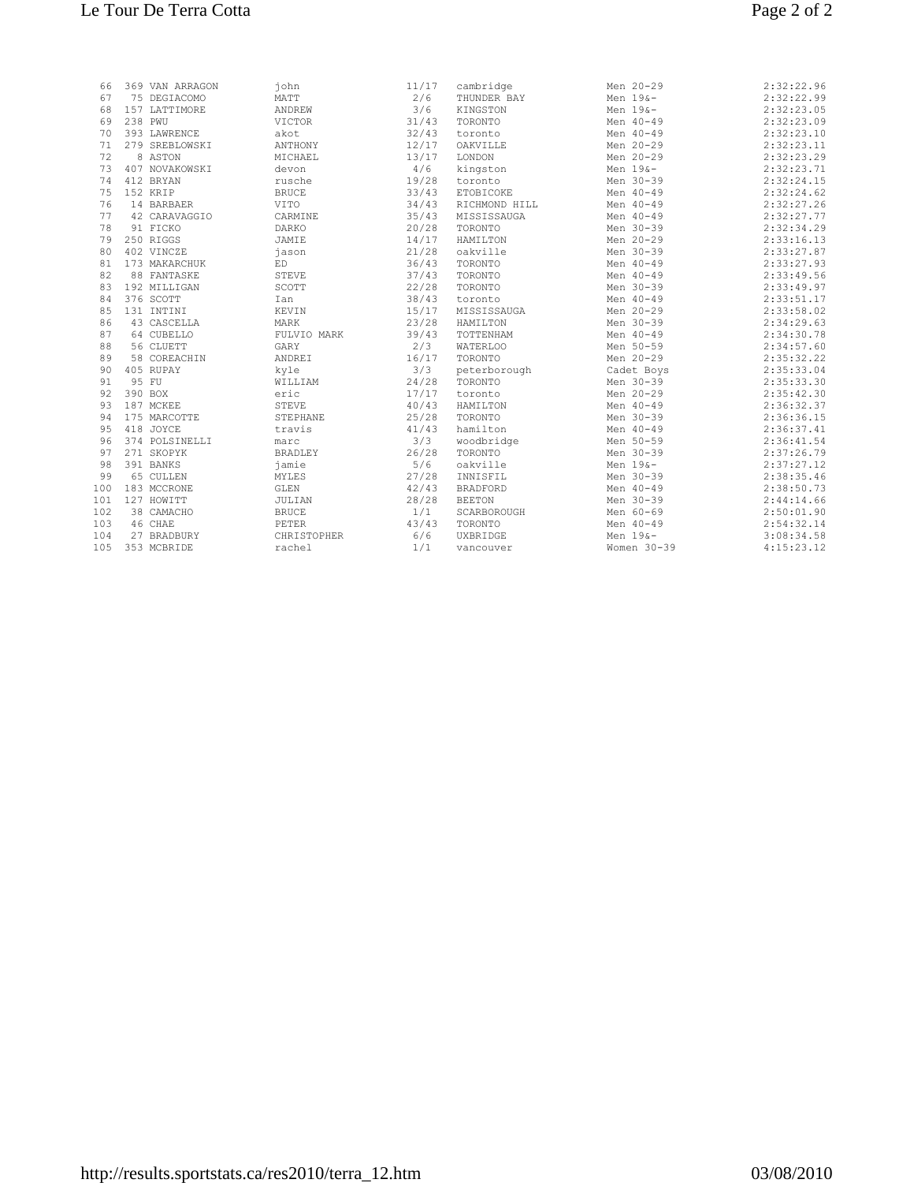| | | | | | | | |
|---|---|---|---|---|---|---|---|
| 66 | 369 | VAN ARRAGON | john | 11/17 | cambridge | Men 20-29 | 2:32:22.96 |
| 67 | 75 | DEGIACOMO | MATT | 2/6 | THUNDER BAY | Men 19&- | 2:32:22.99 |
| 68 | 157 | LATTIMORE | ANDREW | 3/6 | KINGSTON | Men 19&- | 2:32:23.05 |
| 69 | 238 | PWU | VICTOR | 31/43 | TORONTO | Men 40-49 | 2:32:23.09 |
| 70 | 393 | LAWRENCE | akot | 32/43 | toronto | Men 40-49 | 2:32:23.10 |
| 71 | 279 | SREBLOWSKI | ANTHONY | 12/17 | OAKVILLE | Men 20-29 | 2:32:23.11 |
| 72 | 8 | ASTON | MICHAEL | 13/17 | LONDON | Men 20-29 | 2:32:23.29 |
| 73 | 407 | NOVAKOWSKI | devon | 4/6 | kingston | Men 19&- | 2:32:23.71 |
| 74 | 412 | BRYAN | rusche | 19/28 | toronto | Men 30-39 | 2:32:24.15 |
| 75 | 152 | KRIP | BRUCE | 33/43 | ETOBICOKE | Men 40-49 | 2:32:24.62 |
| 76 | 14 | BARBAER | VITO | 34/43 | RICHMOND HILL | Men 40-49 | 2:32:27.26 |
| 77 | 42 | CARAVAGGIO | CARMINE | 35/43 | MISSISSAUGA | Men 40-49 | 2:32:27.77 |
| 78 | 91 | FICKO | DARKO | 20/28 | TORONTO | Men 30-39 | 2:32:34.29 |
| 79 | 250 | RIGGS | JAMIE | 14/17 | HAMILTON | Men 20-29 | 2:33:16.13 |
| 80 | 402 | VINCZE | jason | 21/28 | oakville | Men 30-39 | 2:33:27.87 |
| 81 | 173 | MAKARCHUK | ED | 36/43 | TORONTO | Men 40-49 | 2:33:27.93 |
| 82 | 88 | FANTASKE | STEVE | 37/43 | TORONTO | Men 40-49 | 2:33:49.56 |
| 83 | 192 | MILLIGAN | SCOTT | 22/28 | TORONTO | Men 30-39 | 2:33:49.97 |
| 84 | 376 | SCOTT | Ian | 38/43 | toronto | Men 40-49 | 2:33:51.17 |
| 85 | 131 | INTINI | KEVIN | 15/17 | MISSISSAUGA | Men 20-29 | 2:33:58.02 |
| 86 | 43 | CASCELLA | MARK | 23/28 | HAMILTON | Men 30-39 | 2:34:29.63 |
| 87 | 64 | CUBELLO | FULVIO MARK | 39/43 | TOTTENHAM | Men 40-49 | 2:34:30.78 |
| 88 | 56 | CLUETT | GARY | 2/3 | WATERLOO | Men 50-59 | 2:34:57.60 |
| 89 | 58 | COREACHIN | ANDREI | 16/17 | TORONTO | Men 20-29 | 2:35:32.22 |
| 90 | 405 | RUPAY | kyle | 3/3 | peterborough | Cadet Boys | 2:35:33.04 |
| 91 | 95 | FU | WILLIAM | 24/28 | TORONTO | Men 30-39 | 2:35:33.30 |
| 92 | 390 | BOX | eric | 17/17 | toronto | Men 20-29 | 2:35:42.30 |
| 93 | 187 | MCKEE | STEVE | 40/43 | HAMILTON | Men 40-49 | 2:36:32.37 |
| 94 | 175 | MARCOTTE | STEPHANE | 25/28 | TORONTO | Men 30-39 | 2:36:36.15 |
| 95 | 418 | JOYCE | travis | 41/43 | hamilton | Men 40-49 | 2:36:37.41 |
| 96 | 374 | POLSINELLI | marc | 3/3 | woodbridge | Men 50-59 | 2:36:41.54 |
| 97 | 271 | SKOPYK | BRADLEY | 26/28 | TORONTO | Men 30-39 | 2:37:26.79 |
| 98 | 391 | BANKS | jamie | 5/6 | oakville | Men 19&- | 2:37:27.12 |
| 99 | 65 | CULLEN | MYLES | 27/28 | INNISFIL | Men 30-39 | 2:38:35.46 |
| 100 | 183 | MCCRONE | GLEN | 42/43 | BRADFORD | Men 40-49 | 2:38:50.73 |
| 101 | 127 | HOWITT | JULIAN | 28/28 | BEETON | Men 30-39 | 2:44:14.66 |
| 102 | 38 | CAMACHO | BRUCE | 1/1 | SCARBOROUGH | Men 60-69 | 2:50:01.90 |
| 103 | 46 | CHAE | PETER | 43/43 | TORONTO | Men 40-49 | 2:54:32.14 |
| 104 | 27 | BRADBURY | CHRISTOPHER | 6/6 | UXBRIDGE | Men 19&- | 3:08:34.58 |
| 105 | 353 | MCBRIDE | rachel | 1/1 | vancouver | Women 30-39 | 4:15:23.12 |